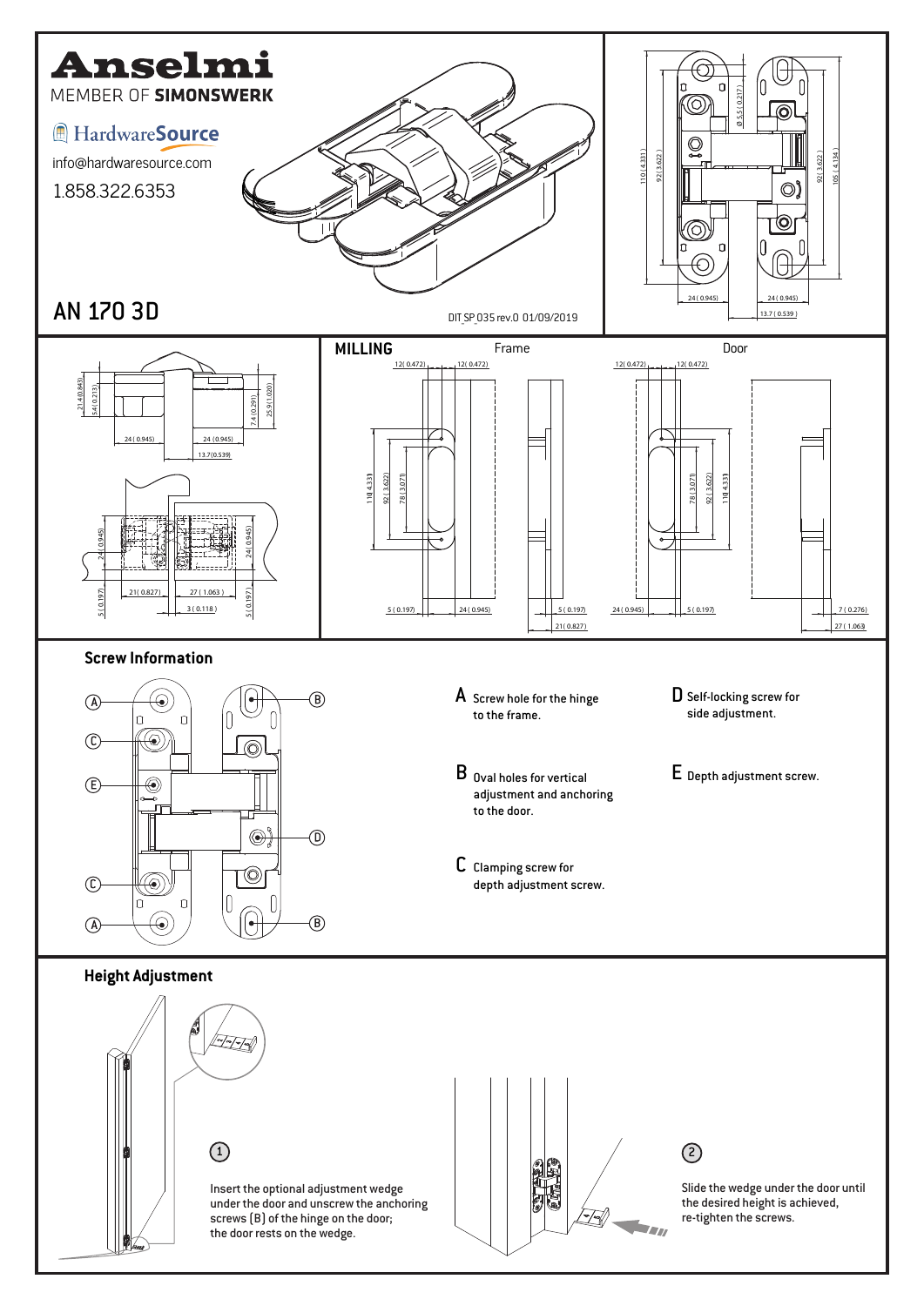# Anselmi

MEMBER OF **SIMONSWERK**

HardwareSource

info@hardwaresource.com

1.858.322.6353

## AN 170 3D

DIT SP 035 rev.0 01/09/2019

## MILLING

Frame

Door

## Screw Information

**A** Screw hole for the hinge to the frame.

**B** Oval holes for vertical adjustment and anchoring to the door.

**C** Clamping screw for depth adjustment screw.

**D** Self-locking screw for side adjustment.

**E** Depth adjustment screw.

## Height Adjustment

1. Insert the optional adjustment wedge under the door and unscrew the anchoring screws (B) of the hinge on the door; the door rests on the wedge.

2. Slide the wedge under the door until the desired height is achieved, re-tighten the screws.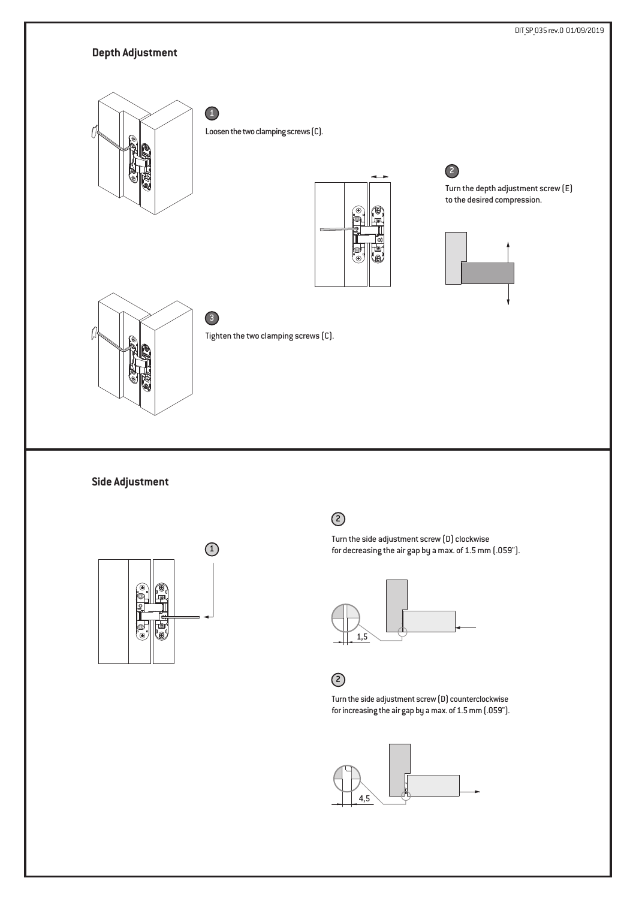## Depth Adjustment

1

Loosen the two clamping screws (C).

2

Turn the depth adjustment screw (E) to the desired compression.

3

Tighten the two clamping screws (C).

## Side Adjustment

1

2

Turn the side adjustment screw (D) clockwise for decreasing the air gap by a max. of 1.5 mm (.059").

1,5

2

Turn the side adjustment screw (D) counterclockwise for increasing the air gap by a max. of 1.5 mm (.059").

4,5